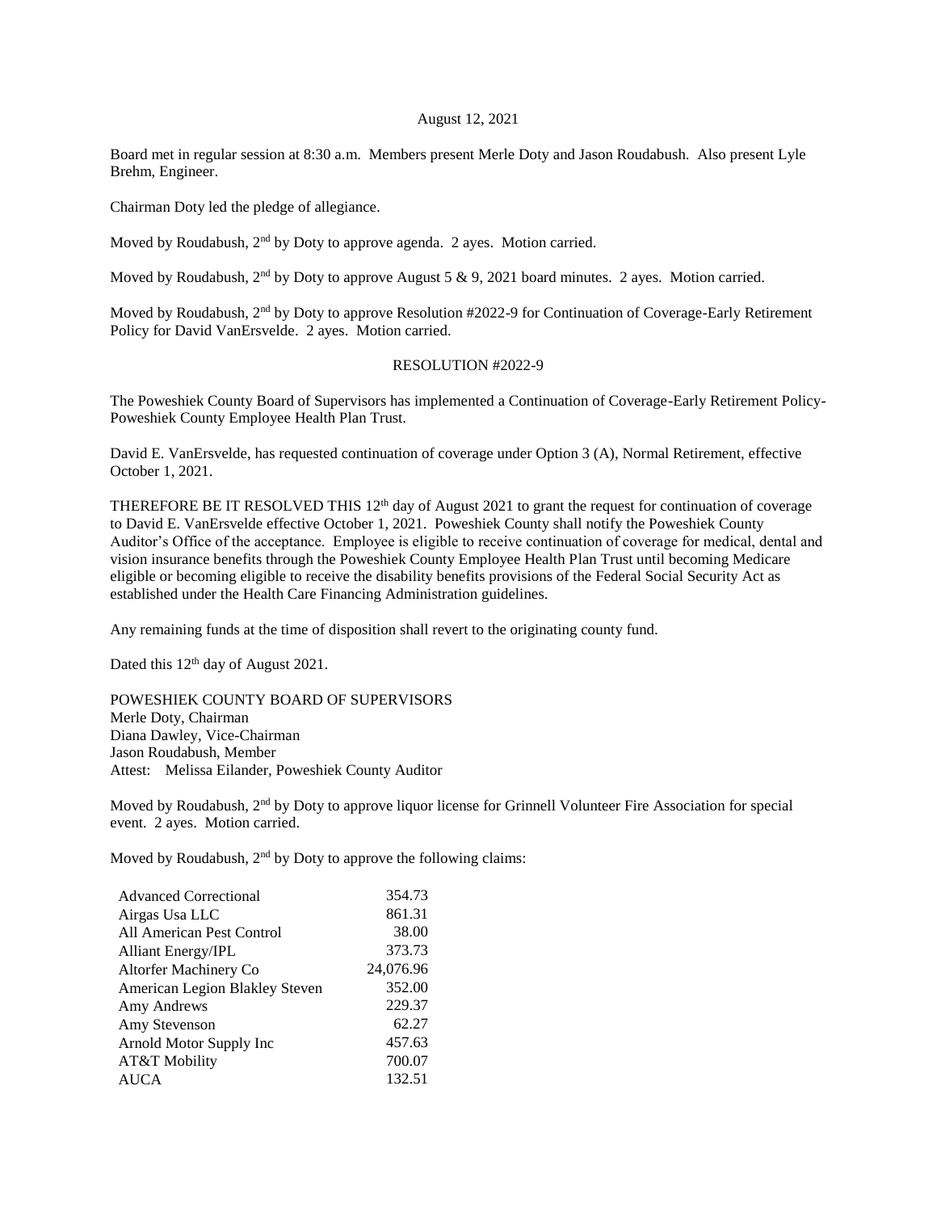August 12, 2021

Board met in regular session at 8:30 a.m. Members present Merle Doty and Jason Roudabush. Also present Lyle Brehm, Engineer.

Chairman Doty led the pledge of allegiance.

Moved by Roudabush, 2nd by Doty to approve agenda. 2 ayes. Motion carried.

Moved by Roudabush, 2nd by Doty to approve August 5 & 9, 2021 board minutes. 2 ayes. Motion carried.

Moved by Roudabush, 2nd by Doty to approve Resolution #2022-9 for Continuation of Coverage-Early Retirement Policy for David VanErsvelde. 2 ayes. Motion carried.

RESOLUTION #2022-9

The Poweshiek County Board of Supervisors has implemented a Continuation of Coverage-Early Retirement Policy-Poweshiek County Employee Health Plan Trust.

David E. VanErsvelde, has requested continuation of coverage under Option 3 (A), Normal Retirement, effective October 1, 2021.

THEREFORE BE IT RESOLVED THIS 12th day of August 2021 to grant the request for continuation of coverage to David E. VanErsvelde effective October 1, 2021. Poweshiek County shall notify the Poweshiek County Auditor's Office of the acceptance. Employee is eligible to receive continuation of coverage for medical, dental and vision insurance benefits through the Poweshiek County Employee Health Plan Trust until becoming Medicare eligible or becoming eligible to receive the disability benefits provisions of the Federal Social Security Act as established under the Health Care Financing Administration guidelines.

Any remaining funds at the time of disposition shall revert to the originating county fund.

Dated this 12th day of August 2021.

POWESHIEK COUNTY BOARD OF SUPERVISORS
Merle Doty, Chairman
Diana Dawley, Vice-Chairman
Jason Roudabush, Member
Attest: Melissa Eilander, Poweshiek County Auditor

Moved by Roudabush, 2nd by Doty to approve liquor license for Grinnell Volunteer Fire Association for special event. 2 ayes. Motion carried.

Moved by Roudabush, 2nd by Doty to approve the following claims:

| | |
|---|---|
| Advanced Correctional | 354.73 |
| Airgas Usa LLC | 861.31 |
| All American Pest Control | 38.00 |
| Alliant Energy/IPL | 373.73 |
| Altorfer Machinery Co | 24,076.96 |
| American Legion Blakley Steven | 352.00 |
| Amy Andrews | 229.37 |
| Amy Stevenson | 62.27 |
| Arnold Motor Supply Inc | 457.63 |
| AT&T Mobility | 700.07 |
| AUCA | 132.51 |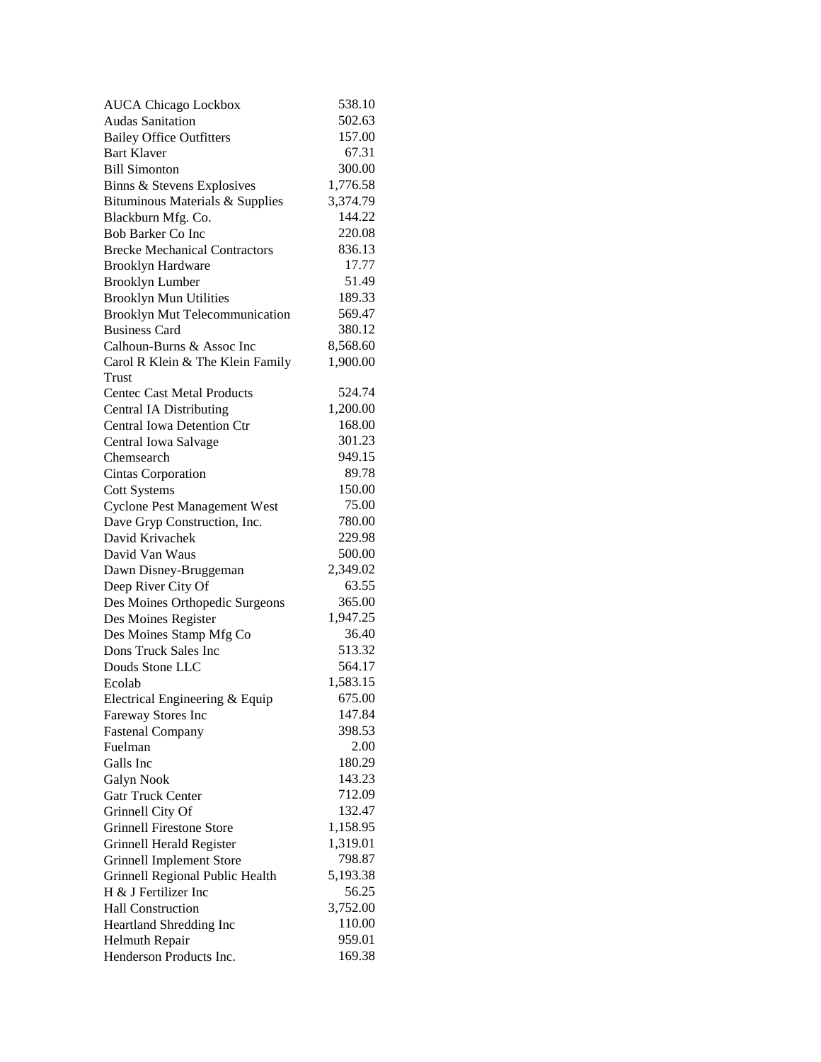| | |
|---|---|
| AUCA Chicago Lockbox | 538.10 |
| Audas Sanitation | 502.63 |
| Bailey Office Outfitters | 157.00 |
| Bart Klaver | 67.31 |
| Bill Simonton | 300.00 |
| Binns & Stevens Explosives | 1,776.58 |
| Bituminous Materials & Supplies | 3,374.79 |
| Blackburn Mfg. Co. | 144.22 |
| Bob Barker Co Inc | 220.08 |
| Brecke Mechanical Contractors | 836.13 |
| Brooklyn Hardware | 17.77 |
| Brooklyn Lumber | 51.49 |
| Brooklyn Mun Utilities | 189.33 |
| Brooklyn Mut Telecommunication | 569.47 |
| Business Card | 380.12 |
| Calhoun-Burns & Assoc Inc | 8,568.60 |
| Carol R Klein & The Klein Family Trust | 1,900.00 |
| Centec Cast Metal Products | 524.74 |
| Central IA Distributing | 1,200.00 |
| Central Iowa Detention Ctr | 168.00 |
| Central Iowa Salvage | 301.23 |
| Chemsearch | 949.15 |
| Cintas Corporation | 89.78 |
| Cott Systems | 150.00 |
| Cyclone Pest Management West | 75.00 |
| Dave Gryp Construction, Inc. | 780.00 |
| David Krivachek | 229.98 |
| David Van Waus | 500.00 |
| Dawn Disney-Bruggeman | 2,349.02 |
| Deep River City Of | 63.55 |
| Des Moines Orthopedic Surgeons | 365.00 |
| Des Moines Register | 1,947.25 |
| Des Moines Stamp Mfg Co | 36.40 |
| Dons Truck Sales Inc | 513.32 |
| Douds Stone LLC | 564.17 |
| Ecolab | 1,583.15 |
| Electrical Engineering & Equip | 675.00 |
| Fareway Stores Inc | 147.84 |
| Fastenal Company | 398.53 |
| Fuelman | 2.00 |
| Galls Inc | 180.29 |
| Galyn Nook | 143.23 |
| Gatr Truck Center | 712.09 |
| Grinnell City Of | 132.47 |
| Grinnell Firestone Store | 1,158.95 |
| Grinnell Herald Register | 1,319.01 |
| Grinnell Implement Store | 798.87 |
| Grinnell Regional Public Health | 5,193.38 |
| H & J Fertilizer Inc | 56.25 |
| Hall Construction | 3,752.00 |
| Heartland Shredding Inc | 110.00 |
| Helmuth Repair | 959.01 |
| Henderson Products Inc. | 169.38 |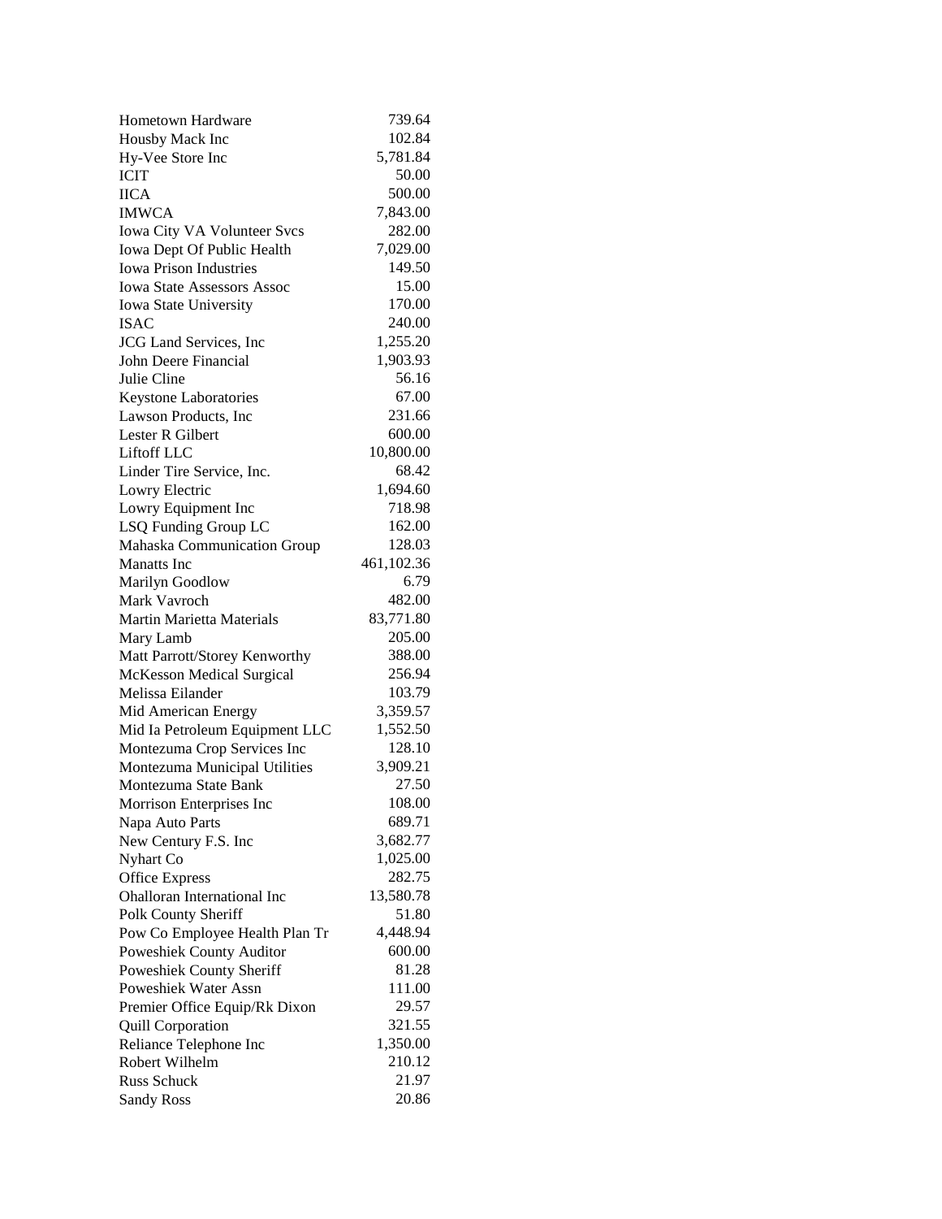| | |
|---|---|
| Hometown Hardware | 739.64 |
| Housby Mack Inc | 102.84 |
| Hy-Vee Store Inc | 5,781.84 |
| ICIT | 50.00 |
| IICA | 500.00 |
| IMWCA | 7,843.00 |
| Iowa City VA Volunteer Svcs | 282.00 |
| Iowa Dept Of Public Health | 7,029.00 |
| Iowa Prison Industries | 149.50 |
| Iowa State Assessors Assoc | 15.00 |
| Iowa State University | 170.00 |
| ISAC | 240.00 |
| JCG Land Services, Inc | 1,255.20 |
| John Deere Financial | 1,903.93 |
| Julie Cline | 56.16 |
| Keystone Laboratories | 67.00 |
| Lawson Products, Inc | 231.66 |
| Lester R Gilbert | 600.00 |
| Liftoff LLC | 10,800.00 |
| Linder Tire Service, Inc. | 68.42 |
| Lowry Electric | 1,694.60 |
| Lowry Equipment Inc | 718.98 |
| LSQ Funding Group LC | 162.00 |
| Mahaska Communication Group | 128.03 |
| Manatts Inc | 461,102.36 |
| Marilyn Goodlow | 6.79 |
| Mark Vavroch | 482.00 |
| Martin Marietta Materials | 83,771.80 |
| Mary Lamb | 205.00 |
| Matt Parrott/Storey Kenworthy | 388.00 |
| McKesson Medical Surgical | 256.94 |
| Melissa Eilander | 103.79 |
| Mid American Energy | 3,359.57 |
| Mid Ia Petroleum Equipment LLC | 1,552.50 |
| Montezuma Crop Services Inc | 128.10 |
| Montezuma Municipal Utilities | 3,909.21 |
| Montezuma State Bank | 27.50 |
| Morrison Enterprises Inc | 108.00 |
| Napa Auto Parts | 689.71 |
| New Century F.S. Inc | 3,682.77 |
| Nyhart Co | 1,025.00 |
| Office Express | 282.75 |
| Ohalloran International Inc | 13,580.78 |
| Polk County Sheriff | 51.80 |
| Pow Co Employee Health Plan Tr | 4,448.94 |
| Poweshiek County Auditor | 600.00 |
| Poweshiek County Sheriff | 81.28 |
| Poweshiek Water Assn | 111.00 |
| Premier Office Equip/Rk Dixon | 29.57 |
| Quill Corporation | 321.55 |
| Reliance Telephone Inc | 1,350.00 |
| Robert Wilhelm | 210.12 |
| Russ Schuck | 21.97 |
| Sandy Ross | 20.86 |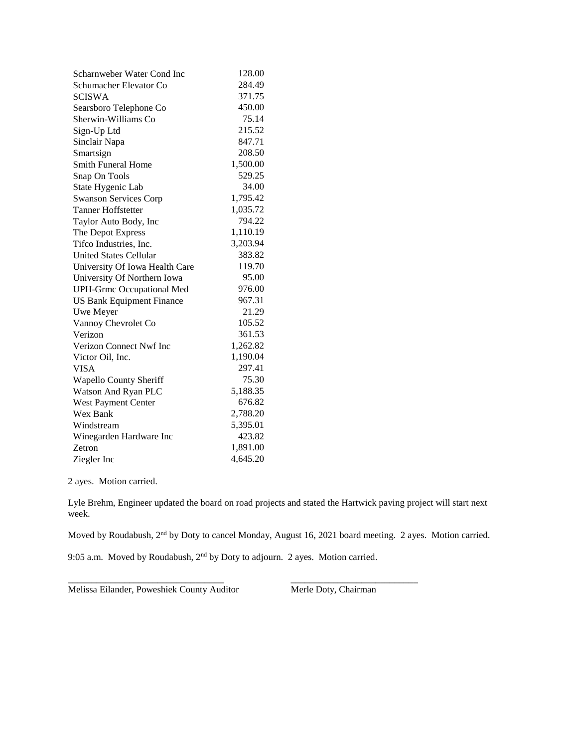| | |
|---|---|
| Scharnweber Water Cond Inc | 128.00 |
| Schumacher Elevator Co | 284.49 |
| SCISWA | 371.75 |
| Searsboro Telephone Co | 450.00 |
| Sherwin-Williams Co | 75.14 |
| Sign-Up Ltd | 215.52 |
| Sinclair Napa | 847.71 |
| Smartsign | 208.50 |
| Smith Funeral Home | 1,500.00 |
| Snap On Tools | 529.25 |
| State Hygenic Lab | 34.00 |
| Swanson Services Corp | 1,795.42 |
| Tanner Hoffstetter | 1,035.72 |
| Taylor Auto Body, Inc | 794.22 |
| The Depot Express | 1,110.19 |
| Tifco Industries, Inc. | 3,203.94 |
| United States Cellular | 383.82 |
| University Of Iowa Health Care | 119.70 |
| University Of Northern Iowa | 95.00 |
| UPH-Grmc Occupational Med | 976.00 |
| US Bank Equipment Finance | 967.31 |
| Uwe Meyer | 21.29 |
| Vannoy Chevrolet Co | 105.52 |
| Verizon | 361.53 |
| Verizon Connect Nwf Inc | 1,262.82 |
| Victor Oil, Inc. | 1,190.04 |
| VISA | 297.41 |
| Wapello County Sheriff | 75.30 |
| Watson And Ryan PLC | 5,188.35 |
| West Payment Center | 676.82 |
| Wex Bank | 2,788.20 |
| Windstream | 5,395.01 |
| Winegarden Hardware Inc | 423.82 |
| Zetron | 1,891.00 |
| Ziegler Inc | 4,645.20 |

2 ayes. Motion carried.

Lyle Brehm, Engineer updated the board on road projects and stated the Hartwick paving project will start next week.

Moved by Roudabush, 2nd by Doty to cancel Monday, August 16, 2021 board meeting. 2 ayes. Motion carried.

9:05 a.m. Moved by Roudabush, 2nd by Doty to adjourn. 2 ayes. Motion carried.

\_\_\_\_\_\_\_\_\_\_\_\_\_\_\_\_\_\_\_\_\_\_\_\_\_\_\_\_\_\_\_\_\_\_ \_\_\_\_\_\_\_\_\_\_\_\_\_\_\_\_\_\_\_\_\_\_\_\_\_\_\_\_

Melissa Eilander, Poweshiek County Auditor Merle Doty, Chairman